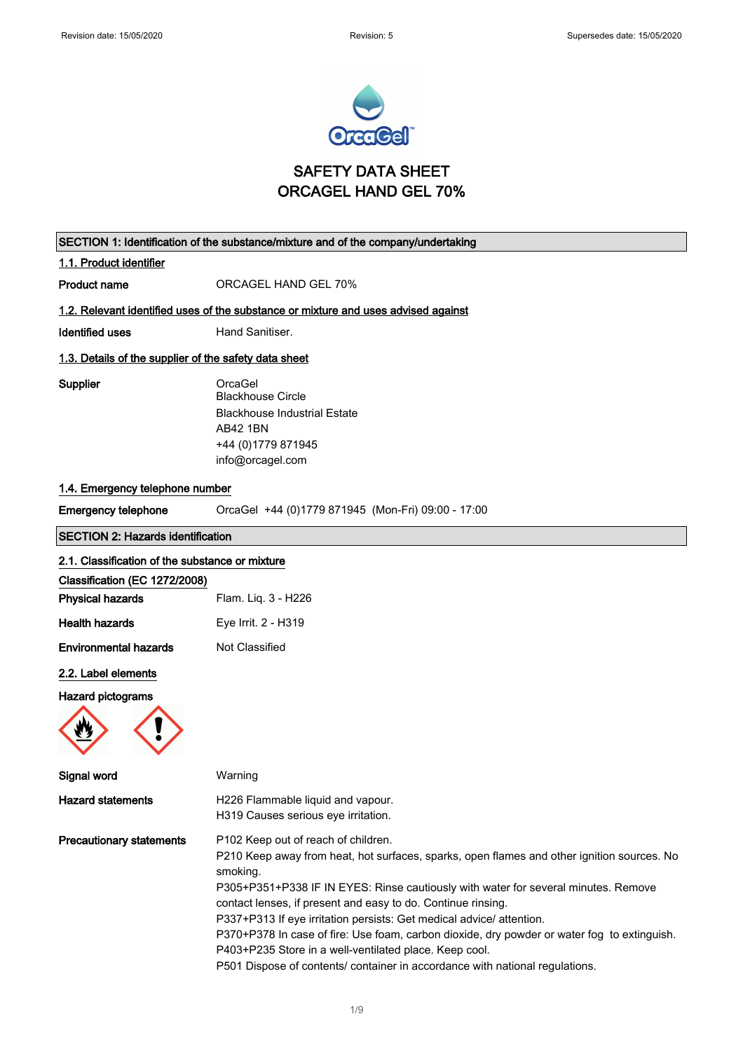# SAFETY DATA SHEET
# ORCAGEL HAND GEL 70%

## SECTION 1: Identification of the substance/mixture and of the company/undertaking

### 1.1. Product identifier

**Product name** ORCAGEL HAND GEL 70%

### 1.2. Relevant identified uses of the substance or mixture and uses advised against

**Identified uses** Hand Sanitiser.

### 1.3. Details of the supplier of the safety data sheet

**Supplier**
OrcaGel
Blackhouse Circle
Blackhouse Industrial Estate
AB42 1BN
+44 (0)1779 871945
info@orcagel.com

### 1.4. Emergency telephone number

**Emergency telephone** OrcaGel +44 (0)1779 871945 (Mon-Fri) 09:00 - 17:00

## SECTION 2: Hazards identification

### 2.1. Classification of the substance or mixture

**Classification (EC 1272/2008)**

**Physical hazards** Flam. Liq. 3 - H226

**Health hazards** Eye Irrit. 2 - H319

**Environmental hazards** Not Classified

### 2.2. Label elements

**Hazard pictograms**

**Signal word** Warning

**Hazard statements**
H226 Flammable liquid and vapour.
H319 Causes serious eye irritation.

**Precautionary statements**
P102 Keep out of reach of children.
P210 Keep away from heat, hot surfaces, sparks, open flames and other ignition sources. No smoking.
P305+P351+P338 IF IN EYES: Rinse cautiously with water for several minutes. Remove contact lenses, if present and easy to do. Continue rinsing.
P337+P313 If eye irritation persists: Get medical advice/ attention.
P370+P378 In case of fire: Use foam, carbon dioxide, dry powder or water fog to extinguish.
P403+P235 Store in a well-ventilated place. Keep cool.
P501 Dispose of contents/ container in accordance with national regulations.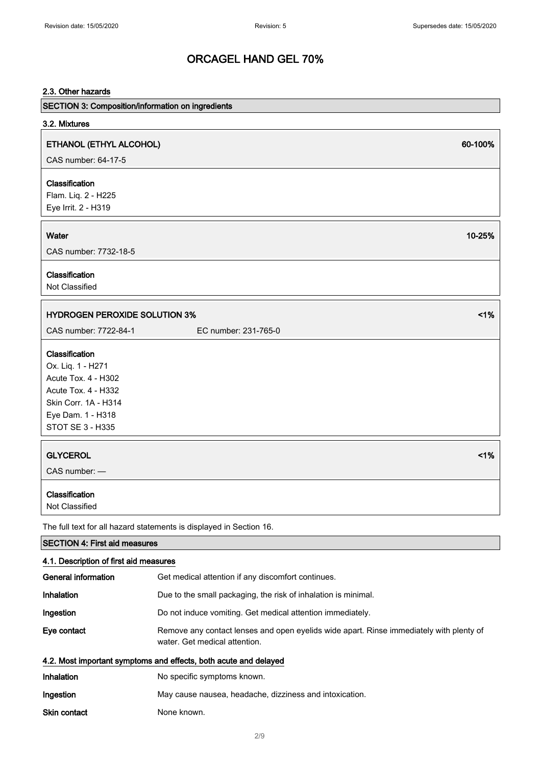# ORCAGEL HAND GEL 70%

### 2.3. Other hazards

## SECTION 3: Composition/information on ingredients

### 3.2. Mixtures

**ETHANOL (ETHYL ALCOHOL)** 60-100%

CAS number: 64-17-5

**Classification**
Flam. Liq. 2 - H225
Eye Irrit. 2 - H319

**Water** 10-25%

CAS number: 7732-18-5

**Classification**
Not Classified

**HYDROGEN PEROXIDE SOLUTION 3%** <1%

CAS number: 7722-84-1 EC number: 231-765-0

**Classification**
Ox. Liq. 1 - H271
Acute Tox. 4 - H302
Acute Tox. 4 - H332
Skin Corr. 1A - H314
Eye Dam. 1 - H318
STOT SE 3 - H335

**GLYCEROL** <1%

CAS number: —

**Classification**
Not Classified

The full text for all hazard statements is displayed in Section 16.

## SECTION 4: First aid measures

### 4.1. Description of first aid measures

| | |
|---|---|
| **General information** | Get medical attention if any discomfort continues. |
| **Inhalation** | Due to the small packaging, the risk of inhalation is minimal. |
| **Ingestion** | Do not induce vomiting. Get medical attention immediately. |
| **Eye contact** | Remove any contact lenses and open eyelids wide apart. Rinse immediately with plenty of water. Get medical attention. |

### 4.2. Most important symptoms and effects, both acute and delayed

| | |
|---|---|
| **Inhalation** | No specific symptoms known. |
| **Ingestion** | May cause nausea, headache, dizziness and intoxication. |
| **Skin contact** | None known. |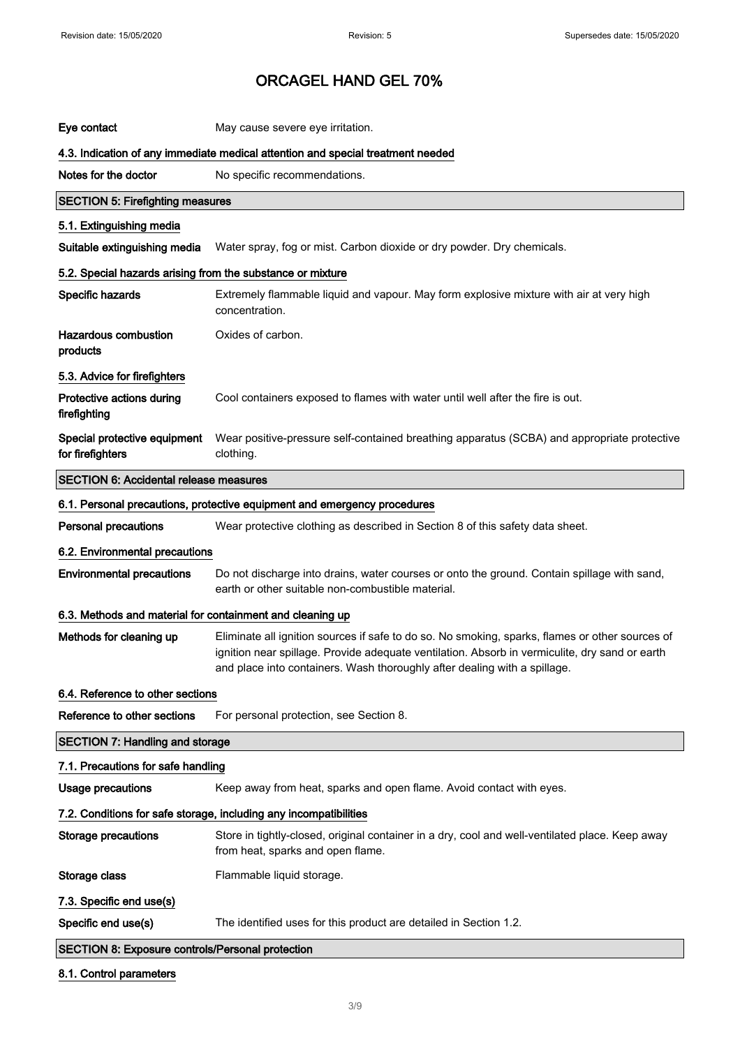# ORCAGEL HAND GEL 70%

| | |
|---|---|
| **Eye contact** | May cause severe eye irritation. |

### 4.3. Indication of any immediate medical attention and special treatment needed

| | |
|---|---|
| **Notes for the doctor** | No specific recommendations. |

## SECTION 5: Firefighting measures

### 5.1. Extinguishing media

| | |
|---|---|
| **Suitable extinguishing media** | Water spray, fog or mist. Carbon dioxide or dry powder. Dry chemicals. |

### 5.2. Special hazards arising from the substance or mixture

| | |
|---|---|
| **Specific hazards** | Extremely flammable liquid and vapour. May form explosive mixture with air at very high concentration. |
| **Hazardous combustion products** | Oxides of carbon. |

### 5.3. Advice for firefighters

| | |
|---|---|
| **Protective actions during firefighting** | Cool containers exposed to flames with water until well after the fire is out. |
| **Special protective equipment for firefighters** | Wear positive-pressure self-contained breathing apparatus (SCBA) and appropriate protective clothing. |

## SECTION 6: Accidental release measures

### 6.1. Personal precautions, protective equipment and emergency procedures

| | |
|---|---|
| **Personal precautions** | Wear protective clothing as described in Section 8 of this safety data sheet. |

### 6.2. Environmental precautions

| | |
|---|---|
| **Environmental precautions** | Do not discharge into drains, water courses or onto the ground. Contain spillage with sand, earth or other suitable non-combustible material. |

### 6.3. Methods and material for containment and cleaning up

| | |
|---|---|
| **Methods for cleaning up** | Eliminate all ignition sources if safe to do so. No smoking, sparks, flames or other sources of ignition near spillage. Provide adequate ventilation. Absorb in vermiculite, dry sand or earth and place into containers. Wash thoroughly after dealing with a spillage. |

### 6.4. Reference to other sections

| | |
|---|---|
| **Reference to other sections** | For personal protection, see Section 8. |

## SECTION 7: Handling and storage

### 7.1. Precautions for safe handling

| | |
|---|---|
| **Usage precautions** | Keep away from heat, sparks and open flame. Avoid contact with eyes. |

### 7.2. Conditions for safe storage, including any incompatibilities

| | |
|---|---|
| **Storage precautions** | Store in tightly-closed, original container in a dry, cool and well-ventilated place. Keep away from heat, sparks and open flame. |
| **Storage class** | Flammable liquid storage. |

### 7.3. Specific end use(s)

| | |
|---|---|
| **Specific end use(s)** | The identified uses for this product are detailed in Section 1.2. |

## SECTION 8: Exposure controls/Personal protection

### 8.1. Control parameters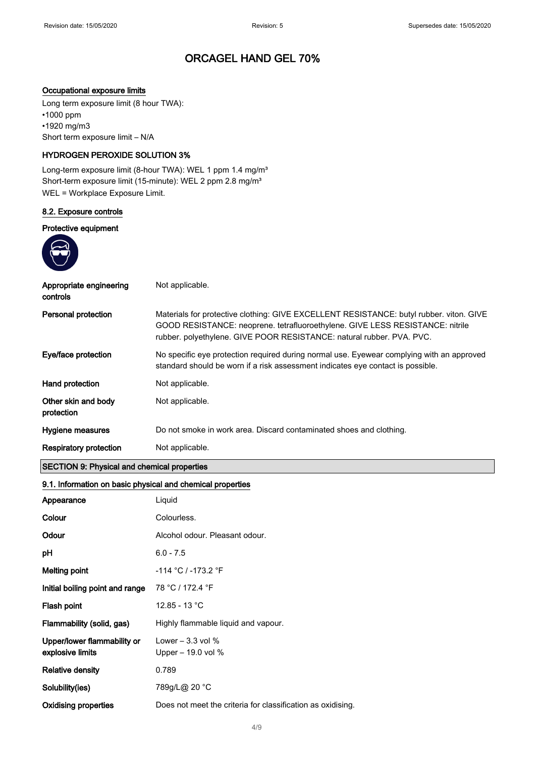# ORCAGEL HAND GEL 70%

**Occupational exposure limits**

Long term exposure limit (8 hour TWA):
•1000 ppm
•1920 mg/m3
Short term exposure limit – N/A

**HYDROGEN PEROXIDE SOLUTION 3%**

Long-term exposure limit (8-hour TWA): WEL 1 ppm 1.4 mg/m³
Short-term exposure limit (15-minute): WEL 2 ppm 2.8 mg/m³
WEL = Workplace Exposure Limit.

**8.2. Exposure controls**

**Protective equipment**

| | |
|---|---|
| **Appropriate engineering controls** | Not applicable. |
| **Personal protection** | Materials for protective clothing: GIVE EXCELLENT RESISTANCE: butyl rubber. viton. GIVE GOOD RESISTANCE: neoprene. tetrafluoroethylene. GIVE LESS RESISTANCE: nitrile rubber. polyethylene. GIVE POOR RESISTANCE: natural rubber. PVA. PVC. |
| **Eye/face protection** | No specific eye protection required during normal use. Eyewear complying with an approved standard should be worn if a risk assessment indicates eye contact is possible. |
| **Hand protection** | Not applicable. |
| **Other skin and body protection** | Not applicable. |
| **Hygiene measures** | Do not smoke in work area. Discard contaminated shoes and clothing. |
| **Respiratory protection** | Not applicable. |

## SECTION 9: Physical and chemical properties

**9.1. Information on basic physical and chemical properties**

| | |
|---|---|
| **Appearance** | Liquid |
| **Colour** | Colourless. |
| **Odour** | Alcohol odour. Pleasant odour. |
| **pH** | 6.0 - 7.5 |
| **Melting point** | -114 °C / -173.2 °F |
| **Initial boiling point and range** | 78 °C / 172.4 °F |
| **Flash point** | 12.85 - 13 °C |
| **Flammability (solid, gas)** | Highly flammable liquid and vapour. |
| **Upper/lower flammability or explosive limits** | Lower – 3.3 vol %<br>Upper – 19.0 vol % |
| **Relative density** | 0.789 |
| **Solubility(ies)** | 789g/L@ 20 °C |
| **Oxidising properties** | Does not meet the criteria for classification as oxidising. |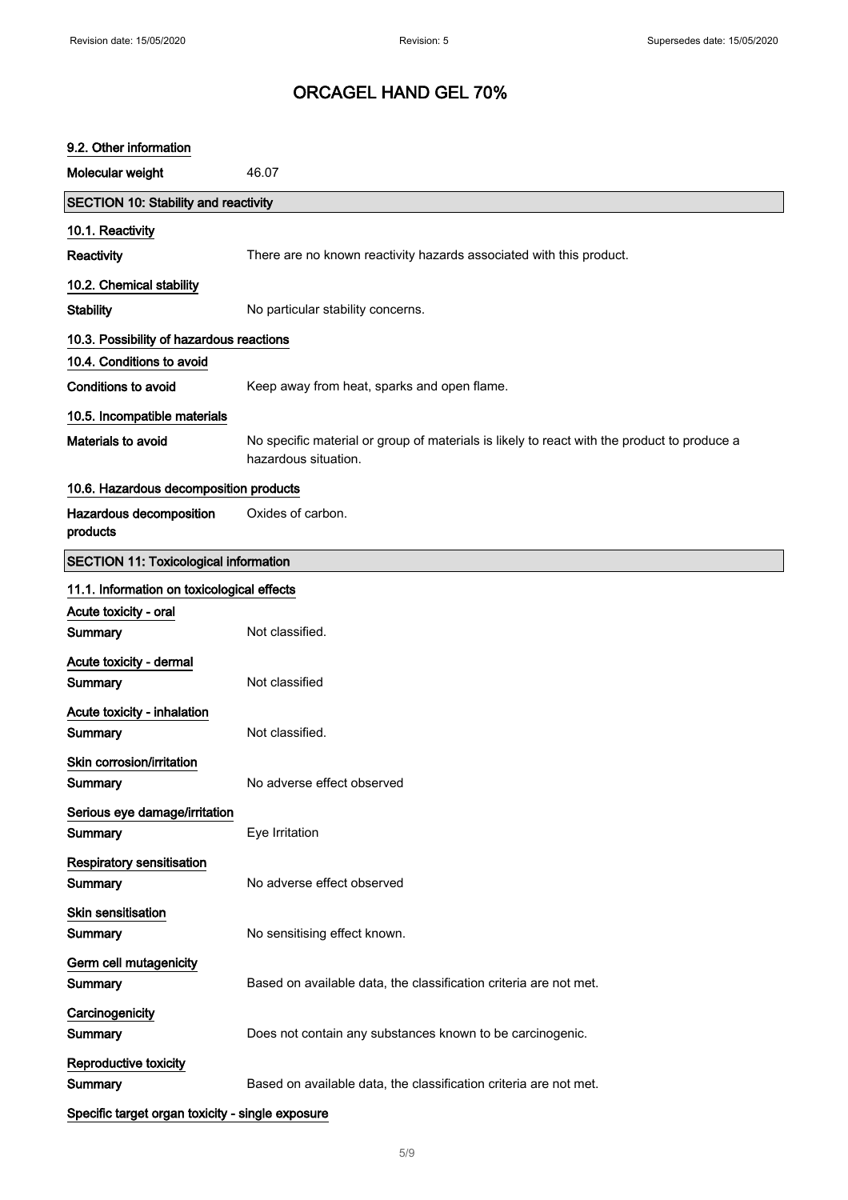### 9.2. Other information

| | |
|---|---|
| **Molecular weight** | 46.07 |

## SECTION 10: Stability and reactivity

### 10.1. Reactivity

| | |
|---|---|
| **Reactivity** | There are no known reactivity hazards associated with this product. |

### 10.2. Chemical stability

| | |
|---|---|
| **Stability** | No particular stability concerns. |

### 10.3. Possibility of hazardous reactions

### 10.4. Conditions to avoid

| | |
|---|---|
| **Conditions to avoid** | Keep away from heat, sparks and open flame. |

### 10.5. Incompatible materials

| | |
|---|---|
| **Materials to avoid** | No specific material or group of materials is likely to react with the product to produce a hazardous situation. |

### 10.6. Hazardous decomposition products

| | |
|---|---|
| **Hazardous decomposition products** | Oxides of carbon. |

## SECTION 11: Toxicological information

### 11.1. Information on toxicological effects

**Acute toxicity - oral**

| | |
|---|---|
| **Summary** | Not classified. |

**Acute toxicity - dermal**

| | |
|---|---|
| **Summary** | Not classified |

**Acute toxicity - inhalation**

| | |
|---|---|
| **Summary** | Not classified. |

**Skin corrosion/irritation**

| | |
|---|---|
| **Summary** | No adverse effect observed |

**Serious eye damage/irritation**

| | |
|---|---|
| **Summary** | Eye Irritation |

**Respiratory sensitisation**

| | |
|---|---|
| **Summary** | No adverse effect observed |

**Skin sensitisation**

| | |
|---|---|
| **Summary** | No sensitising effect known. |

**Germ cell mutagenicity**

| | |
|---|---|
| **Summary** | Based on available data, the classification criteria are not met. |

**Carcinogenicity**

| | |
|---|---|
| **Summary** | Does not contain any substances known to be carcinogenic. |

**Reproductive toxicity**

| | |
|---|---|
| **Summary** | Based on available data, the classification criteria are not met. |

**Specific target organ toxicity - single exposure**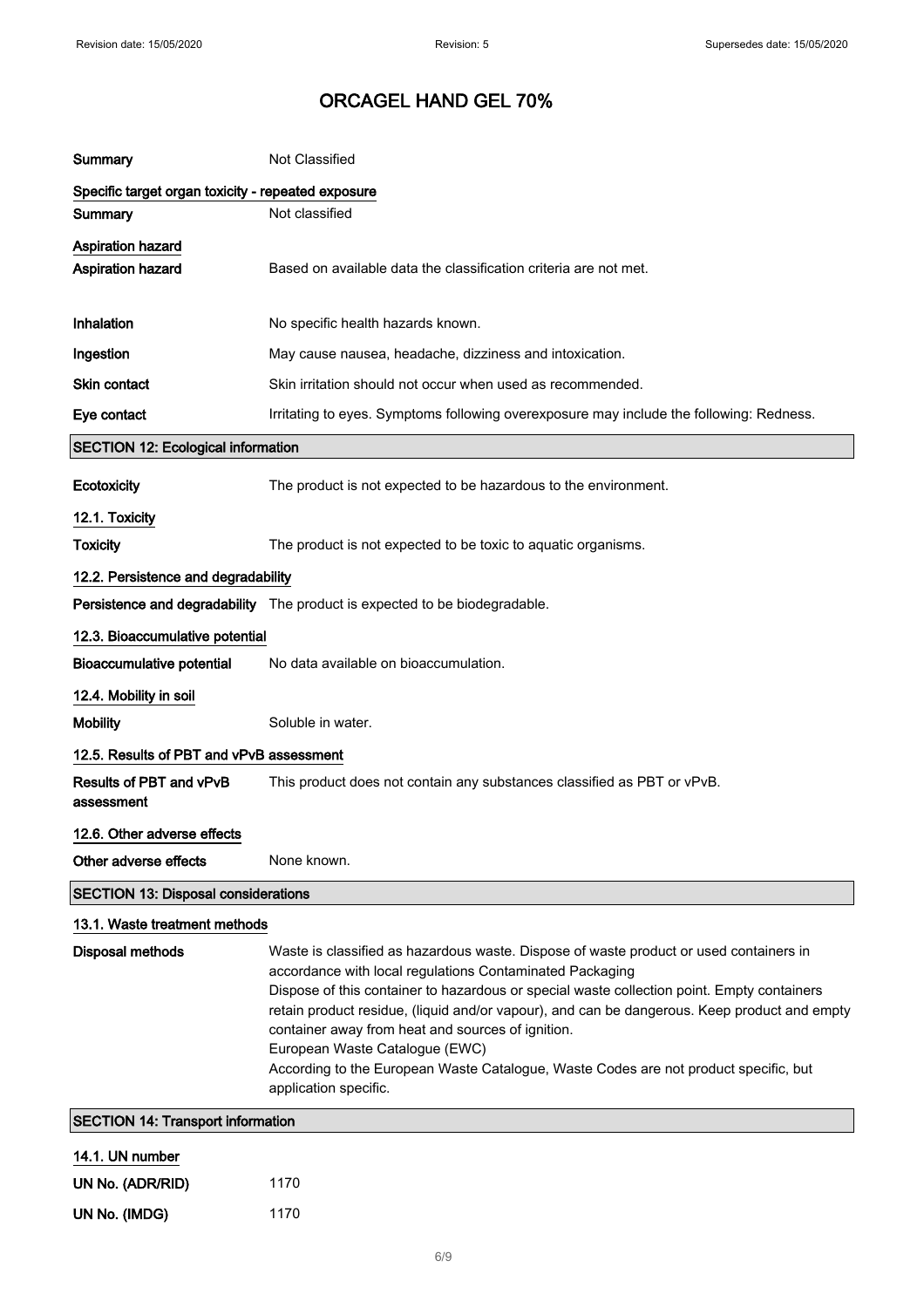| | |
|---|---|
| **Summary** | Not Classified |

**Specific target organ toxicity - repeated exposure**

| | |
|---|---|
| **Summary** | Not classified |

**Aspiration hazard**

| | |
|---|---|
| **Aspiration hazard** | Based on available data the classification criteria are not met. |
| **Inhalation** | No specific health hazards known. |
| **Ingestion** | May cause nausea, headache, dizziness and intoxication. |
| **Skin contact** | Skin irritation should not occur when used as recommended. |
| **Eye contact** | Irritating to eyes. Symptoms following overexposure may include the following: Redness. |

## SECTION 12: Ecological information

| | |
|---|---|
| **Ecotoxicity** | The product is not expected to be hazardous to the environment. |

### 12.1. Toxicity

| | |
|---|---|
| **Toxicity** | The product is not expected to be toxic to aquatic organisms. |

### 12.2. Persistence and degradability

| | |
|---|---|
| **Persistence and degradability** | The product is expected to be biodegradable. |

### 12.3. Bioaccumulative potential

| | |
|---|---|
| **Bioaccumulative potential** | No data available on bioaccumulation. |

### 12.4. Mobility in soil

| | |
|---|---|
| **Mobility** | Soluble in water. |

### 12.5. Results of PBT and vPvB assessment

| | |
|---|---|
| **Results of PBT and vPvB assessment** | This product does not contain any substances classified as PBT or vPvB. |

### 12.6. Other adverse effects

| | |
|---|---|
| **Other adverse effects** | None known. |

## SECTION 13: Disposal considerations

### 13.1. Waste treatment methods

**Disposal methods**

Waste is classified as hazardous waste. Dispose of waste product or used containers in accordance with local regulations Contaminated Packaging

Dispose of this container to hazardous or special waste collection point. Empty containers retain product residue, (liquid and/or vapour), and can be dangerous. Keep product and empty container away from heat and sources of ignition.

European Waste Catalogue (EWC)

According to the European Waste Catalogue, Waste Codes are not product specific, but application specific.

## SECTION 14: Transport information

### 14.1. UN number

| | |
|---|---|
| **UN No. (ADR/RID)** | 1170 |
| **UN No. (IMDG)** | 1170 |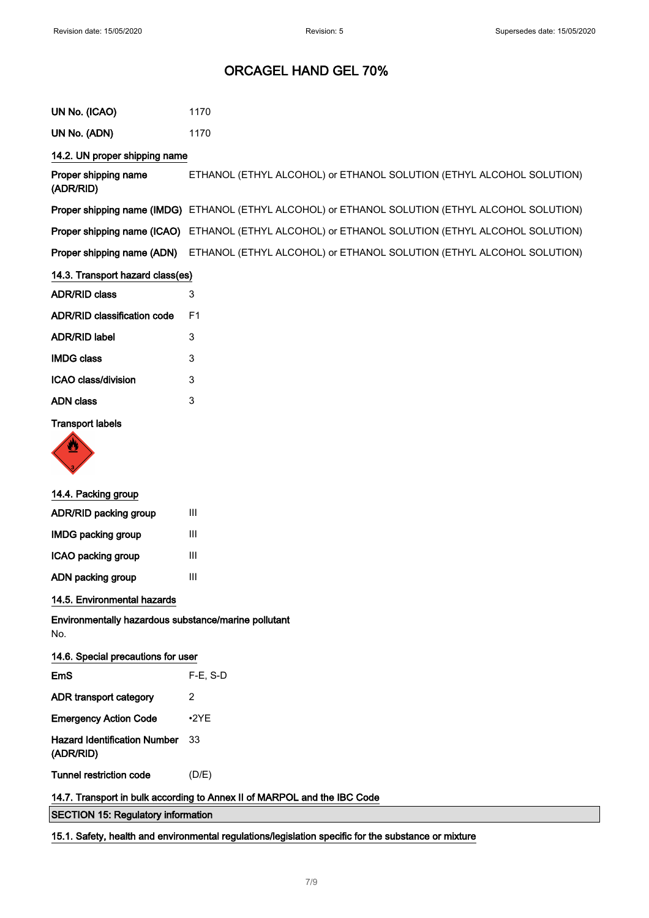# ORCAGEL HAND GEL 70%

| | |
|---|---|
| **UN No. (ICAO)** | 1170 |
| **UN No. (ADN)** | 1170 |

## 14.2. UN proper shipping name

| | |
|---|---|
| **Proper shipping name (ADR/RID)** | ETHANOL (ETHYL ALCOHOL) or ETHANOL SOLUTION (ETHYL ALCOHOL SOLUTION) |
| **Proper shipping name (IMDG)** | ETHANOL (ETHYL ALCOHOL) or ETHANOL SOLUTION (ETHYL ALCOHOL SOLUTION) |
| **Proper shipping name (ICAO)** | ETHANOL (ETHYL ALCOHOL) or ETHANOL SOLUTION (ETHYL ALCOHOL SOLUTION) |
| **Proper shipping name (ADN)** | ETHANOL (ETHYL ALCOHOL) or ETHANOL SOLUTION (ETHYL ALCOHOL SOLUTION) |

## 14.3. Transport hazard class(es)

| | |
|---|---|
| **ADR/RID class** | 3 |
| **ADR/RID classification code** | F1 |
| **ADR/RID label** | 3 |
| **IMDG class** | 3 |
| **ICAO class/division** | 3 |
| **ADN class** | 3 |

**Transport labels**

## 14.4. Packing group

| | |
|---|---|
| **ADR/RID packing group** | III |
| **IMDG packing group** | III |
| **ICAO packing group** | III |
| **ADN packing group** | III |

## 14.5. Environmental hazards

**Environmentally hazardous substance/marine pollutant**

No.

## 14.6. Special precautions for user

| | |
|---|---|
| **EmS** | F-E, S-D |
| **ADR transport category** | 2 |
| **Emergency Action Code** | •2YE |
| **Hazard Identification Number (ADR/RID)** | 33 |
| **Tunnel restriction code** | (D/E) |

## 14.7. Transport in bulk according to Annex II of MARPOL and the IBC Code

# SECTION 15: Regulatory information

## 15.1. Safety, health and environmental regulations/legislation specific for the substance or mixture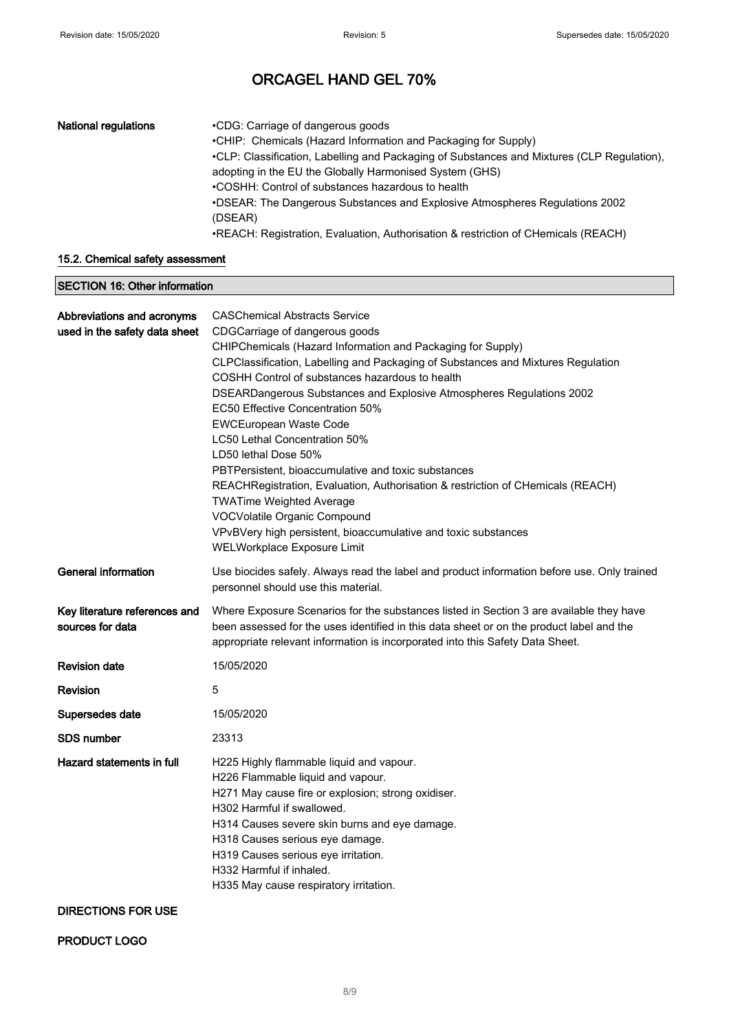# ORCAGEL HAND GEL 70%

| | |
|---|---|
| **National regulations** | •CDG: Carriage of dangerous goods<br>•CHIP: Chemicals (Hazard Information and Packaging for Supply)<br>•CLP: Classification, Labelling and Packaging of Substances and Mixtures (CLP Regulation), adopting in the EU the Globally Harmonised System (GHS)<br>•COSHH: Control of substances hazardous to health<br>•DSEAR: The Dangerous Substances and Explosive Atmospheres Regulations 2002 (DSEAR)<br>•REACH: Registration, Evaluation, Authorisation & restriction of CHemicals (REACH) |

### 15.2. Chemical safety assessment

## SECTION 16: Other information

| | |
|---|---|
| **Abbreviations and acronyms used in the safety data sheet** | CASChemical Abstracts Service<br>CDGCarriage of dangerous goods<br>CHIPChemicals (Hazard Information and Packaging for Supply)<br>CLPClassification, Labelling and Packaging of Substances and Mixtures Regulation<br>COSHH Control of substances hazardous to health<br>DSEARDangerous Substances and Explosive Atmospheres Regulations 2002<br>EC50 Effective Concentration 50%<br>EWCEuropean Waste Code<br>LC50 Lethal Concentration 50%<br>LD50 lethal Dose 50%<br>PBTPersistent, bioaccumulative and toxic substances<br>REACHRegistration, Evaluation, Authorisation & restriction of CHemicals (REACH)<br>TWATime Weighted Average<br>VOCVolatile Organic Compound<br>VPvBVery high persistent, bioaccumulative and toxic substances<br>WELWorkplace Exposure Limit |
| **General information** | Use biocides safely. Always read the label and product information before use. Only trained personnel should use this material. |
| **Key literature references and sources for data** | Where Exposure Scenarios for the substances listed in Section 3 are available they have been assessed for the uses identified in this data sheet or on the product label and the appropriate relevant information is incorporated into this Safety Data Sheet. |
| **Revision date** | 15/05/2020 |
| **Revision** | 5 |
| **Supersedes date** | 15/05/2020 |
| **SDS number** | 23313 |
| **Hazard statements in full** | H225 Highly flammable liquid and vapour.<br>H226 Flammable liquid and vapour.<br>H271 May cause fire or explosion; strong oxidiser.<br>H302 Harmful if swallowed.<br>H314 Causes severe skin burns and eye damage.<br>H318 Causes serious eye damage.<br>H319 Causes serious eye irritation.<br>H332 Harmful if inhaled.<br>H335 May cause respiratory irritation. |

**DIRECTIONS FOR USE**

**PRODUCT LOGO**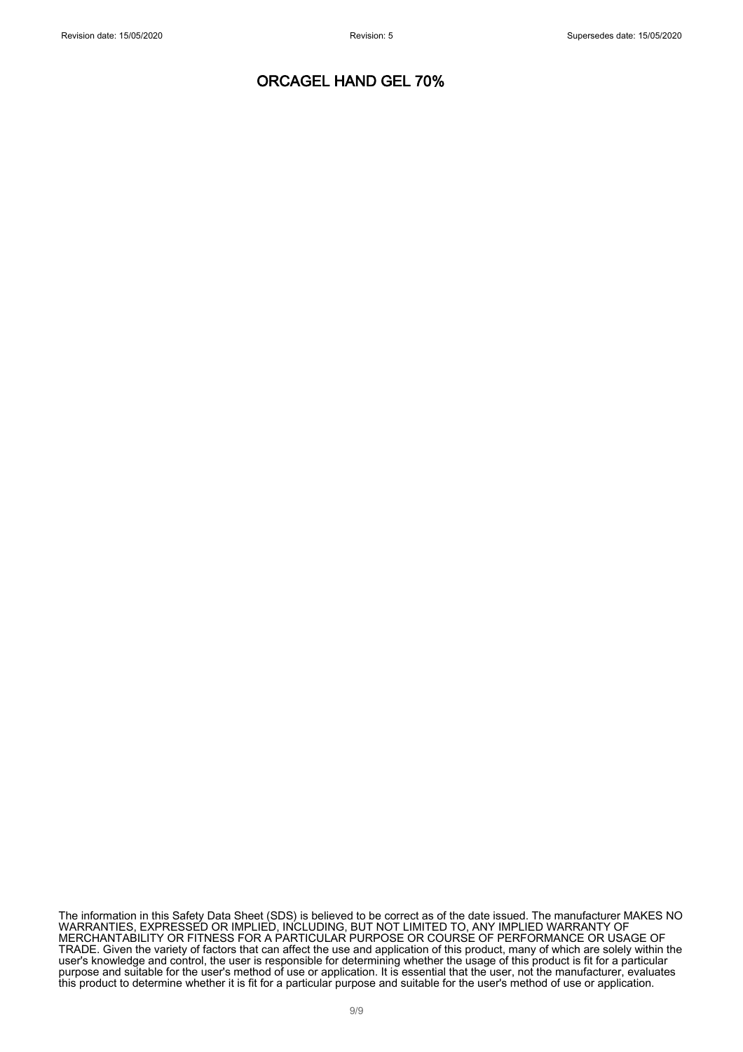The information in this Safety Data Sheet (SDS) is believed to be correct as of the date issued. The manufacturer MAKES NO WARRANTIES, EXPRESSED OR IMPLIED, INCLUDING, BUT NOT LIMITED TO, ANY IMPLIED WARRANTY OF MERCHANTABILITY OR FITNESS FOR A PARTICULAR PURPOSE OR COURSE OF PERFORMANCE OR USAGE OF TRADE. Given the variety of factors that can affect the use and application of this product, many of which are solely within the user's knowledge and control, the user is responsible for determining whether the usage of this product is fit for a particular purpose and suitable for the user's method of use or application. It is essential that the user, not the manufacturer, evaluates this product to determine whether it is fit for a particular purpose and suitable for the user's method of use or application.